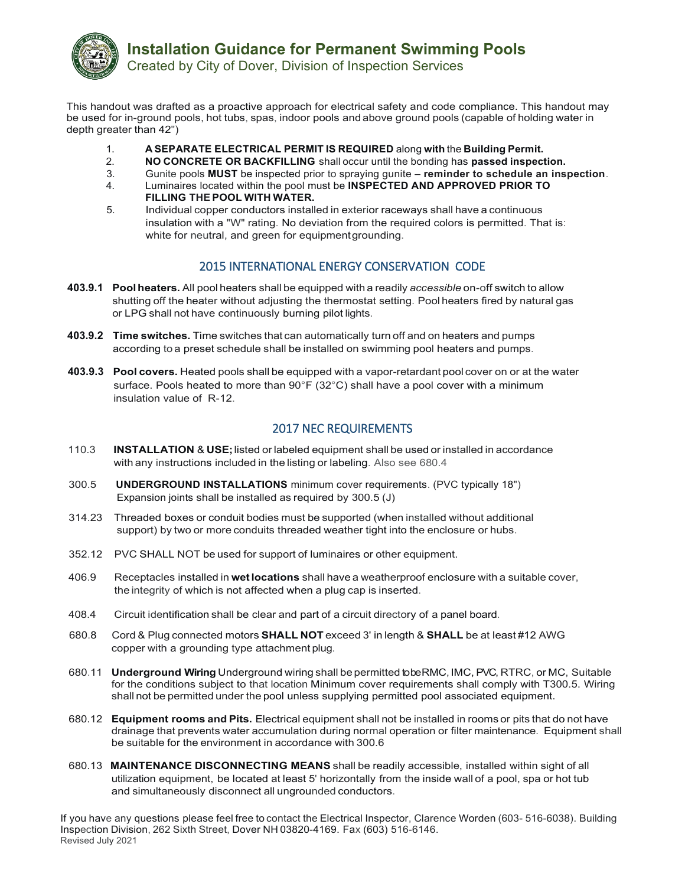# Installation Guidance for Permanent Swimming Pools

Created by City of Dover, Division of Inspection Services

This handout was drafted as a proactive approach for electrical safety and code compliance. This handout may be used for in-ground pools, hot tubs, spas, indoor pools and above ground pools (capable of holding water in depth greater than 42")

1. **A SEPARATE ELECTRICAL PERMIT IS REQUIRED** along **with** the **Building Permit.**
2. **NO CONCRETE OR BACKFILLING** shall occur until the bonding has **passed inspection.**
3. Gunite pools **MUST** be inspected prior to spraying gunite – **reminder to schedule an inspection**.
4. Luminaires located within the pool must be **INSPECTED AND APPROVED PRIOR TO FILLING THE POOL WITH WATER.**
5. Individual copper conductors installed in exterior raceways shall have a continuous insulation with a "W" rating. No deviation from the required colors is permitted. That is: white for neutral, and green for equipment grounding.

## 2015 INTERNATIONAL ENERGY CONSERVATION CODE

**403.9.1 Pool heaters.** All pool heaters shall be equipped with a readily *accessible* on-off switch to allow shutting off the heater without adjusting the thermostat setting. Pool heaters fired by natural gas or LPG shall not have continuously burning pilot lights.

**403.9.2 Time switches.** Time switches that can automatically turn off and on heaters and pumps according to a preset schedule shall be installed on swimming pool heaters and pumps.

**403.9.3 Pool covers.** Heated pools shall be equipped with a vapor-retardant pool cover on or at the water surface. Pools heated to more than 90°F (32°C) shall have a pool cover with a minimum insulation value of R-12.

## 2017 NEC REQUIREMENTS

110.3 **INSTALLATION & USE;** listed or labeled equipment shall be used or installed in accordance with any instructions included in the listing or labeling. Also see 680.4

300.5 **UNDERGROUND INSTALLATIONS** minimum cover requirements. (PVC typically 18") Expansion joints shall be installed as required by 300.5 (J)

314.23 Threaded boxes or conduit bodies must be supported (when installed without additional support) by two or more conduits threaded weather tight into the enclosure or hubs.

352.12 PVC SHALL NOT be used for support of luminaires or other equipment.

406.9 Receptacles installed in **wet locations** shall have a weatherproof enclosure with a suitable cover, the integrity of which is not affected when a plug cap is inserted.

408.4 Circuit identification shall be clear and part of a circuit directory of a panel board.

680.8 Cord & Plug connected motors **SHALL NOT** exceed 3' in length & **SHALL** be at least #12 AWG copper with a grounding type attachment plug.

680.11 **Underground Wiring** Underground wiring shall be permitted to be RMC, IMC, PVC, RTRC, or MC, Suitable for the conditions subject to that location Minimum cover requirements shall comply with T300.5. Wiring shall not be permitted under the pool unless supplying permitted pool associated equipment.

680.12 **Equipment rooms and Pits.** Electrical equipment shall not be installed in rooms or pits that do not have drainage that prevents water accumulation during normal operation or filter maintenance. Equipment shall be suitable for the environment in accordance with 300.6

680.13 **MAINTENANCE DISCONNECTING MEANS** shall be readily accessible, installed within sight of all utilization equipment, be located at least 5' horizontally from the inside wall of a pool, spa or hot tub and simultaneously disconnect all ungrounded conductors.

If you have any questions please feel free to contact the Electrical Inspector, Clarence Worden (603- 516-6038). Building Inspection Division, 262 Sixth Street, Dover NH 03820-4169. Fax (603) 516-6146.
Revised July 2021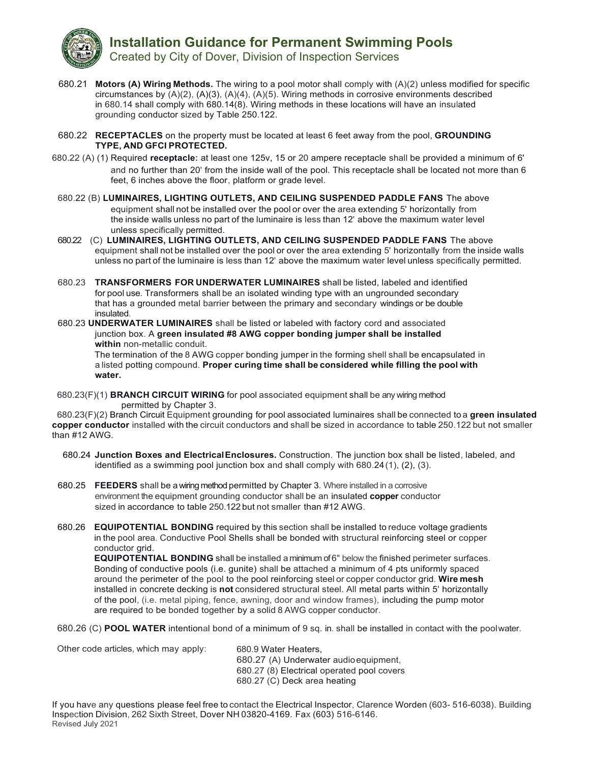# Installation Guidance for Permanent Swimming Pools

Created by City of Dover, Division of Inspection Services

680.21 **Motors (A) Wiring Methods.** The wiring to a pool motor shall comply with (A)(2) unless modified for specific circumstances by (A)(2), (A)(3), (A)(4), (A)(5). Wiring methods in corrosive environments described in 680.14 shall comply with 680.14(8). Wiring methods in these locations will have an insulated grounding conductor sized by Table 250.122.

680.22 **RECEPTACLES** on the property must be located at least 6 feet away from the pool, **GROUNDING TYPE, AND GFCI PROTECTED.**

680.22 (A) (1) Required **receptacle:** at least one 125v, 15 or 20 ampere receptacle shall be provided a minimum of 6' and no further than 20' from the inside wall of the pool. This receptacle shall be located not more than 6 feet, 6 inches above the floor, platform or grade level.

680.22 (B) **LUMINAIRES, LIGHTING OUTLETS, AND CEILING SUSPENDED PADDLE FANS** The above equipment shall not be installed over the pool or over the area extending 5' horizontally from the inside walls unless no part of the luminaire is less than 12' above the maximum water level unless specifically permitted.

680.22 (C) **LUMINAIRES, LIGHTING OUTLETS, AND CEILING SUSPENDED PADDLE FANS** The above equipment shall not be installed over the pool or over the area extending 5' horizontally from the inside walls unless no part of the luminaire is less than 12' above the maximum water level unless specifically permitted.

680.23 **TRANSFORMERS FOR UNDERWATER LUMINAIRES** shall be listed, labeled and identified for pool use. Transformers shall be an isolated winding type with an ungrounded secondary that has a grounded metal barrier between the primary and secondary windings or be double insulated.

680.23 **UNDERWATER LUMINAIRES** shall be listed or labeled with factory cord and associated junction box. A **green insulated #8 AWG copper bonding jumper shall be installed within** non-metallic conduit.
The termination of the 8 AWG copper bonding jumper in the forming shell shall be encapsulated in a listed potting compound. **Proper curing time shall be considered while filling the pool with water.**

680.23(F)(1) **BRANCH CIRCUIT WIRING** for pool associated equipment shall be any wiring method permitted by Chapter 3.

680.23(F)(2) Branch Circuit Equipment grounding for pool associated luminaires shall be connected to a **green insulated copper conductor** installed with the circuit conductors and shall be sized in accordance to table 250.122 but not smaller than #12 AWG.

680.24 **Junction Boxes and Electrical Enclosures.** Construction. The junction box shall be listed, labeled, and identified as a swimming pool junction box and shall comply with 680.24 (1), (2), (3).

680.25 **FEEDERS** shall be a wiring method permitted by Chapter 3. Where installed in a corrosive environment the equipment grounding conductor shall be an insulated **copper** conductor sized in accordance to table 250.122 but not smaller than #12 AWG.

680.26 **EQUIPOTENTIAL BONDING** required by this section shall be installed to reduce voltage gradients in the pool area. Conductive Pool Shells shall be bonded with structural reinforcing steel or copper conductor grid.
**EQUIPOTENTIAL BONDING** shall be installed a minimum of 6" below the finished perimeter surfaces. Bonding of conductive pools (i.e. gunite) shall be attached a minimum of 4 pts uniformly spaced around the perimeter of the pool to the pool reinforcing steel or copper conductor grid. **Wire mesh** installed in concrete decking is **not** considered structural steel. All metal parts within 5' horizontally of the pool, (i.e. metal piping, fence, awning, door and window frames), including the pump motor are required to be bonded together by a solid 8 AWG copper conductor.

680.26 (C) **POOL WATER** intentional bond of a minimum of 9 sq. in. shall be installed in contact with the pool water.

Other code articles, which may apply:

- 680.9 Water Heaters,
- 680.27 (A) Underwater audio equipment,
- 680.27 (8) Electrical operated pool covers
- 680.27 (C) Deck area heating

If you have any questions please feel free to contact the Electrical Inspector, Clarence Worden (603- 516-6038). Building Inspection Division, 262 Sixth Street, Dover NH 03820-4169. Fax (603) 516-6146.
Revised July 2021